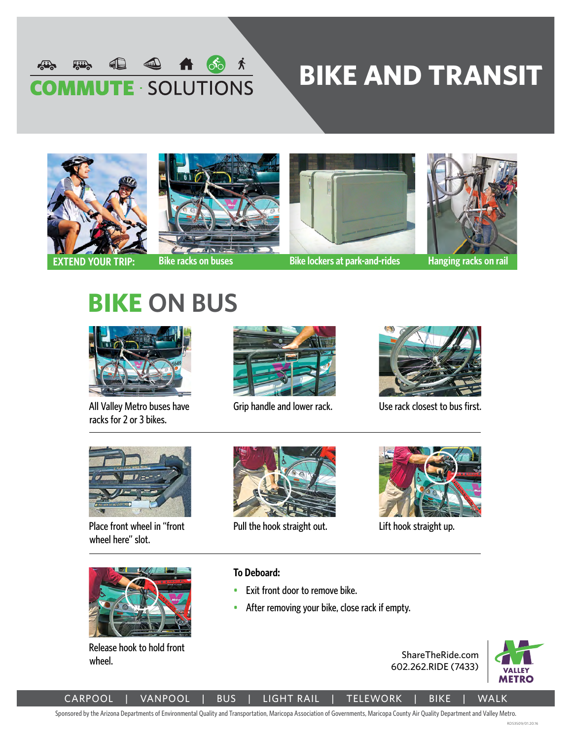COMMUTE · SOLUTIONS

# BIKE AND TRANSIT

**EXTEND YOUR TRIP:** Bike racks on buses | Bike lockers at park-and-rides | Hanging racks on rail

## BIKE ON BUS

All Valley Metro buses have racks for 2 or 3 bikes.

Grip handle and lower rack.

Use rack closest to bus first.

Place front wheel in "front wheel here" slot.

Pull the hook straight out.

Lift hook straight up.

Release hook to hold front wheel.

**To Deboard:**

- Exit front door to remove bike.
- After removing your bike, close rack if empty.

ShareTheRide.com
602.262.RIDE (7433)

VALLEY METRO

CARPOOL | VANPOOL | BUS | LIGHT RAIL | TELEWORK | BIKE | WALK

Sponsored by the Arizona Departments of Environmental Quality and Transportation, Maricopa Association of Governments, Maricopa County Air Quality Department and Valley Metro.

RDS3509/01.20.16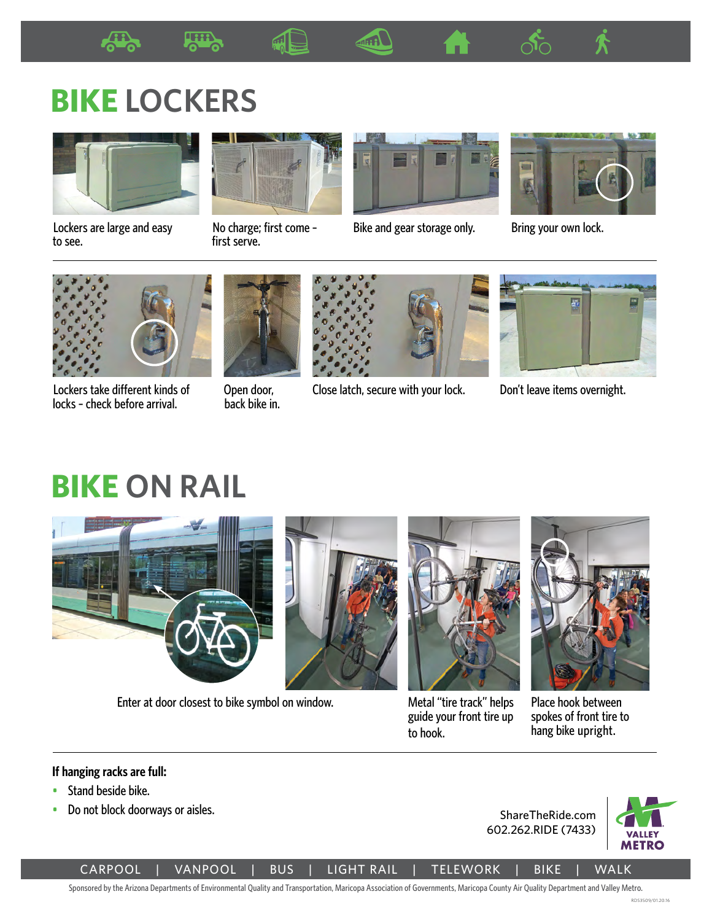# BIKE LOCKERS

Lockers are large and easy to see.

No charge; first come - first serve.

Bike and gear storage only.

Bring your own lock.

Lockers take different kinds of locks - check before arrival.

Open door, back bike in.

Close latch, secure with your lock.

Don't leave items overnight.

# BIKE ON RAIL

Enter at door closest to bike symbol on window.

Metal "tire track" helps guide your front tire up to hook.

Place hook between spokes of front tire to hang bike upright.

**If hanging racks are full:**

- Stand beside bike.
- Do not block doorways or aisles.

ShareTheRide.com
602.262.RIDE (7433)

VALLEY METRO

CARPOOL | VANPOOL | BUS | LIGHT RAIL | TELEWORK | BIKE | WALK

Sponsored by the Arizona Departments of Environmental Quality and Transportation, Maricopa Association of Governments, Maricopa County Air Quality Department and Valley Metro.

RDS3509/01.20.16